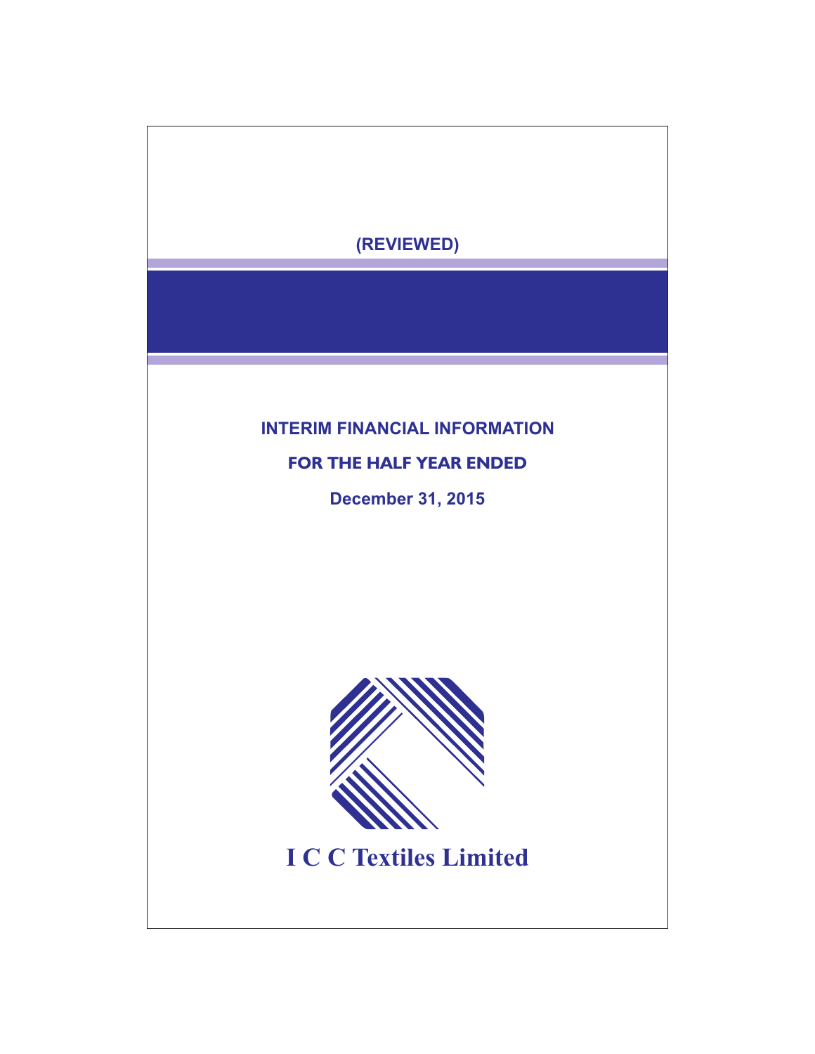(REVIEWED)

# INTERIM FINANCIAL INFORMATION

## FOR THE HALF YEAR ENDED

## December 31, 2015

# I C C Textiles Limited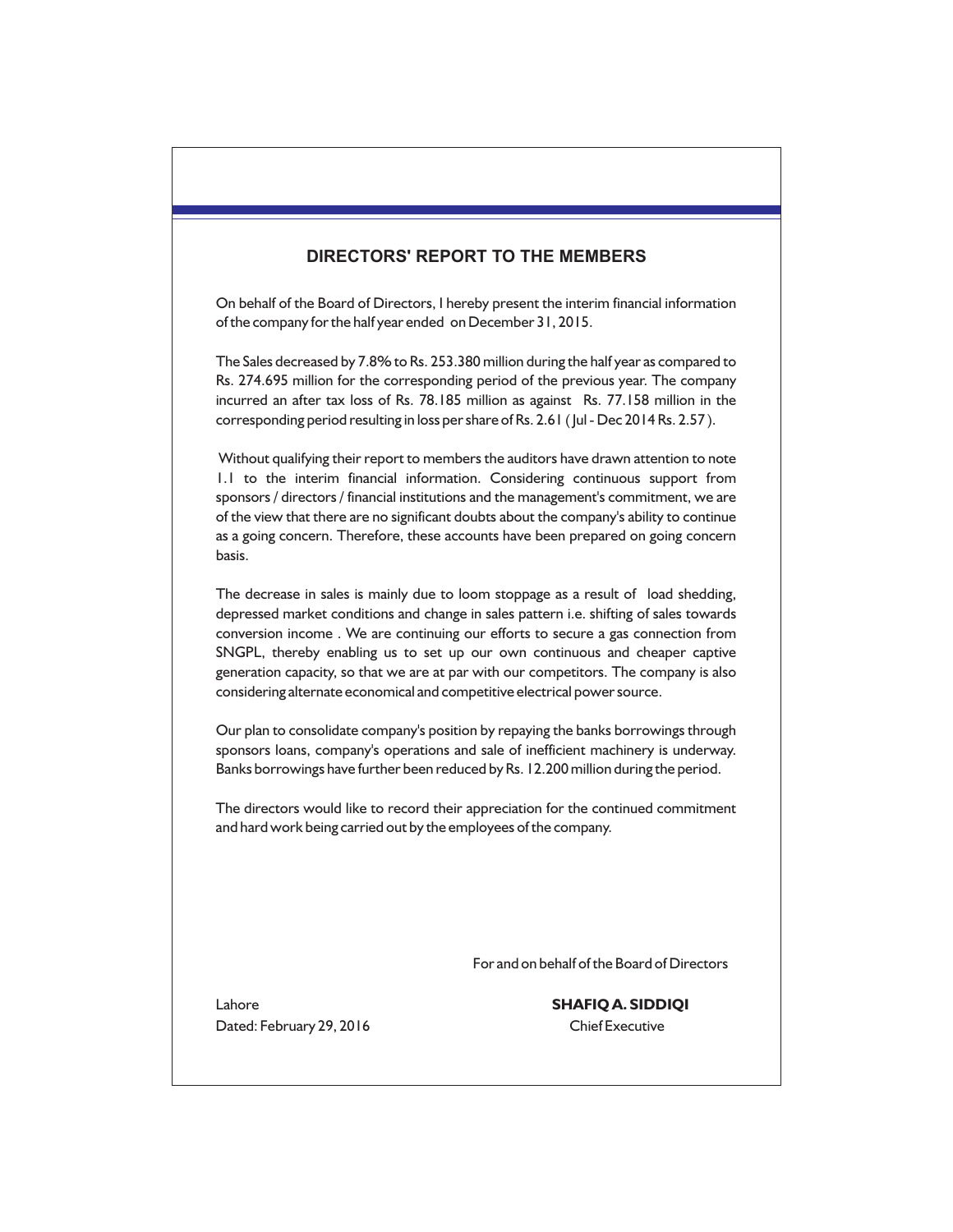## DIRECTORS' REPORT TO THE MEMBERS

On behalf of the Board of Directors, I hereby present the interim financial information of the company for the half year ended on December 31, 2015.

The Sales decreased by 7.8% to Rs. 253.380 million during the half year as compared to Rs. 274.695 million for the corresponding period of the previous year. The company incurred an after tax loss of Rs. 78.185 million as against Rs. 77.158 million in the corresponding period resulting in loss per share of Rs. 2.61 ( Jul - Dec 2014 Rs. 2.57 ).

Without qualifying their report to members the auditors have drawn attention to note 1.1 to the interim financial information. Considering continuous support from sponsors / directors / financial institutions and the management's commitment, we are of the view that there are no significant doubts about the company's ability to continue as a going concern. Therefore, these accounts have been prepared on going concern basis.

The decrease in sales is mainly due to loom stoppage as a result of load shedding, depressed market conditions and change in sales pattern i.e. shifting of sales towards conversion income . We are continuing our efforts to secure a gas connection from SNGPL, thereby enabling us to set up our own continuous and cheaper captive generation capacity, so that we are at par with our competitors. The company is also considering alternate economical and competitive electrical power source.

Our plan to consolidate company's position by repaying the banks borrowings through sponsors loans, company's operations and sale of inefficient machinery is underway. Banks borrowings have further been reduced by Rs. 12.200 million during the period.

The directors would like to record their appreciation for the continued commitment and hard work being carried out by the employees of the company.

For and on behalf of the Board of Directors

Lahore
Dated: February 29, 2016

**SHAFIQ A. SIDDIQI**
Chief Executive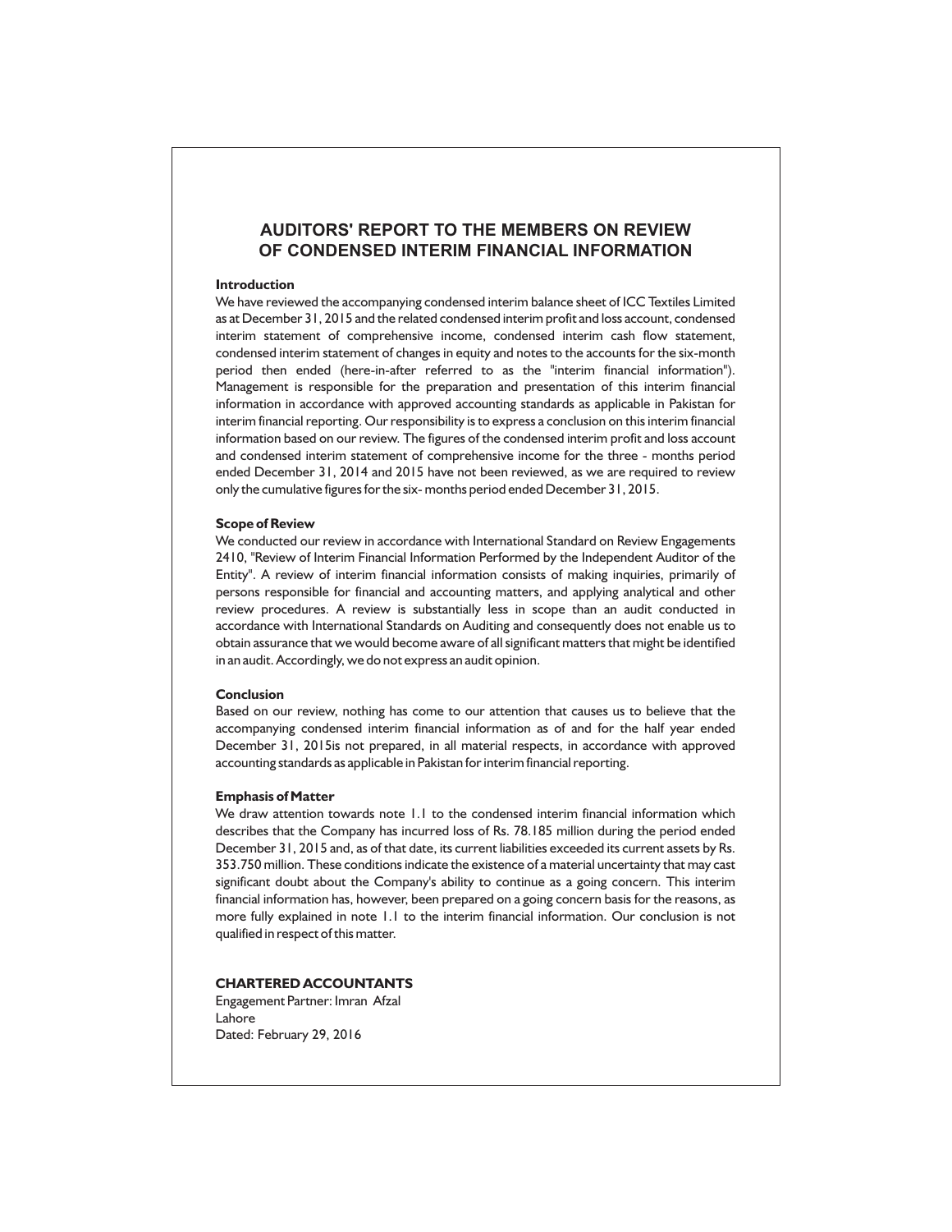# AUDITORS' REPORT TO THE MEMBERS ON REVIEW OF CONDENSED INTERIM FINANCIAL INFORMATION

**Introduction**

We have reviewed the accompanying condensed interim balance sheet of ICC Textiles Limited as at December 31, 2015 and the related condensed interim profit and loss account, condensed interim statement of comprehensive income, condensed interim cash flow statement, condensed interim statement of changes in equity and notes to the accounts for the six-month period then ended (here-in-after referred to as the "interim financial information"). Management is responsible for the preparation and presentation of this interim financial information in accordance with approved accounting standards as applicable in Pakistan for interim financial reporting. Our responsibility is to express a conclusion on this interim financial information based on our review. The figures of the condensed interim profit and loss account and condensed interim statement of comprehensive income for the three - months period ended December 31, 2014 and 2015 have not been reviewed, as we are required to review only the cumulative figures for the six- months period ended December 31, 2015.

**Scope of Review**

We conducted our review in accordance with International Standard on Review Engagements 2410, "Review of Interim Financial Information Performed by the Independent Auditor of the Entity". A review of interim financial information consists of making inquiries, primarily of persons responsible for financial and accounting matters, and applying analytical and other review procedures. A review is substantially less in scope than an audit conducted in accordance with International Standards on Auditing and consequently does not enable us to obtain assurance that we would become aware of all significant matters that might be identified in an audit. Accordingly, we do not express an audit opinion.

**Conclusion**

Based on our review, nothing has come to our attention that causes us to believe that the accompanying condensed interim financial information as of and for the half year ended December 31, 2015is not prepared, in all material respects, in accordance with approved accounting standards as applicable in Pakistan for interim financial reporting.

**Emphasis of Matter**

We draw attention towards note 1.1 to the condensed interim financial information which describes that the Company has incurred loss of Rs. 78.185 million during the period ended December 31, 2015 and, as of that date, its current liabilities exceeded its current assets by Rs. 353.750 million. These conditions indicate the existence of a material uncertainty that may cast significant doubt about the Company's ability to continue as a going concern. This interim financial information has, however, been prepared on a going concern basis for the reasons, as more fully explained in note 1.1 to the interim financial information. Our conclusion is not qualified in respect of this matter.

**CHARTERED ACCOUNTANTS**
Engagement Partner: Imran Afzal
Lahore
Dated: February 29, 2016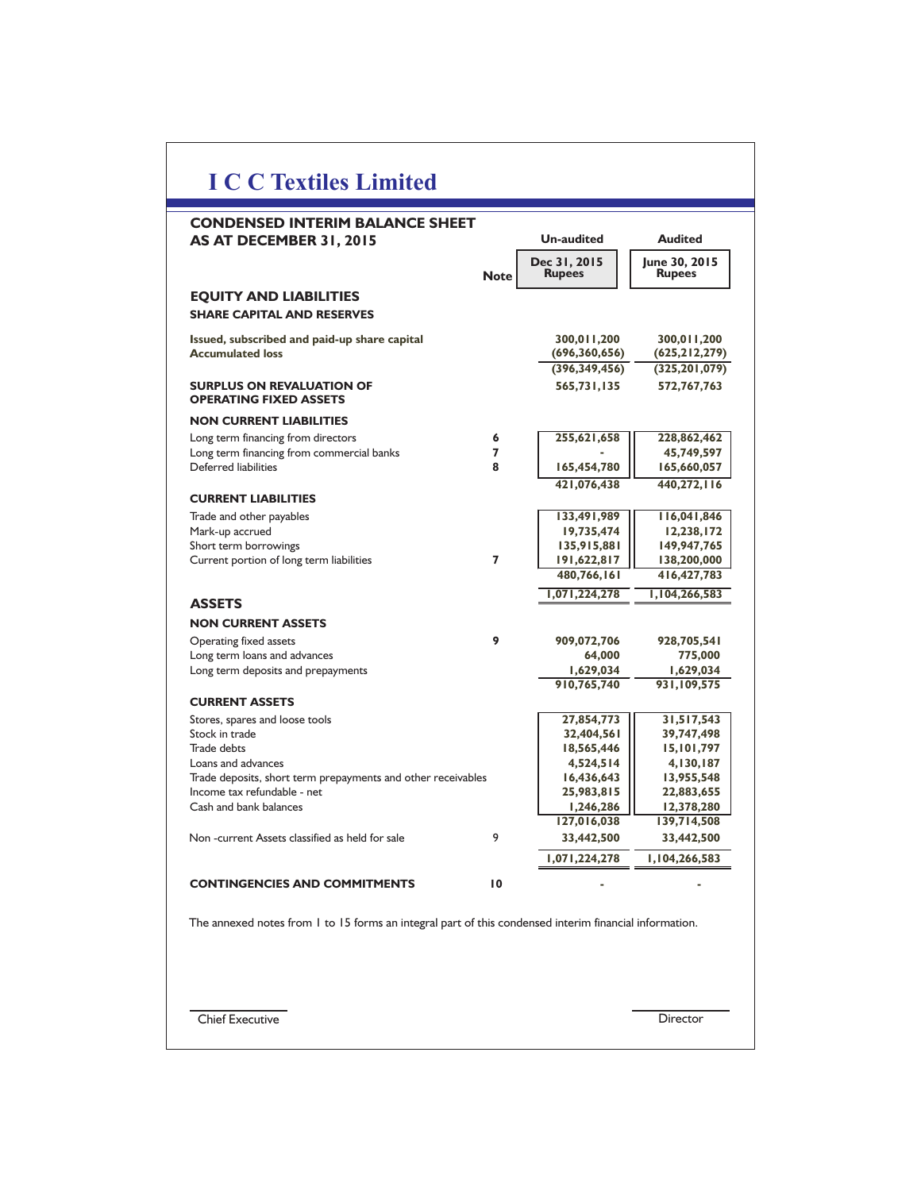# I C C Textiles Limited

## CONDENSED INTERIM BALANCE SHEET AS AT DECEMBER 31, 2015

| | Note | Un-audited Dec 31, 2015 Rupees | Audited June 30, 2015 Rupees |
|---|---|---|---|
| **EQUITY AND LIABILITIES** | | | |
| **SHARE CAPITAL AND RESERVES** | | | |
| **Issued, subscribed and paid-up share capital** | | 300,011,200 | 300,011,200 |
| **Accumulated loss** | | (696,360,656) | (625,212,279) |
| | | (396,349,456) | (325,201,079) |
| **SURPLUS ON REVALUATION OF OPERATING FIXED ASSETS** | | 565,731,135 | 572,767,763 |
| **NON CURRENT LIABILITIES** | | | |
| Long term financing from directors | 6 | 255,621,658 | 228,862,462 |
| Long term financing from commercial banks | 7 | - | 45,749,597 |
| Deferred liabilities | 8 | 165,454,780 | 165,660,057 |
| | | 421,076,438 | 440,272,116 |
| **CURRENT LIABILITIES** | | | |
| Trade and other payables | | 133,491,989 | 116,041,846 |
| Mark-up accrued | | 19,735,474 | 12,238,172 |
| Short term borrowings | | 135,915,881 | 149,947,765 |
| Current portion of long term liabilities | 7 | 191,622,817 | 138,200,000 |
| | | 480,766,161 | 416,427,783 |
| | | 1,071,224,278 | 1,104,266,583 |
| **ASSETS** | | | |
| **NON CURRENT ASSETS** | | | |
| Operating fixed assets | 9 | 909,072,706 | 928,705,541 |
| Long term loans and advances | | 64,000 | 775,000 |
| Long term deposits and prepayments | | 1,629,034 | 1,629,034 |
| | | 910,765,740 | 931,109,575 |
| **CURRENT ASSETS** | | | |
| Stores, spares and loose tools | | 27,854,773 | 31,517,543 |
| Stock in trade | | 32,404,561 | 39,747,498 |
| Trade debts | | 18,565,446 | 15,101,797 |
| Loans and advances | | 4,524,514 | 4,130,187 |
| Trade deposits, short term prepayments and other receivables | | 16,436,643 | 13,955,548 |
| Income tax refundable - net | | 25,983,815 | 22,883,655 |
| Cash and bank balances | | 1,246,286 | 12,378,280 |
| | | 127,016,038 | 139,714,508 |
| Non -current Assets classified as held for sale | 9 | 33,442,500 | 33,442,500 |
| | | 1,071,224,278 | 1,104,266,583 |
| **CONTINGENCIES AND COMMITMENTS** | 10 | - | - |

The annexed notes from 1 to 15 forms an integral part of this condensed interim financial information.

Chief Executive

Director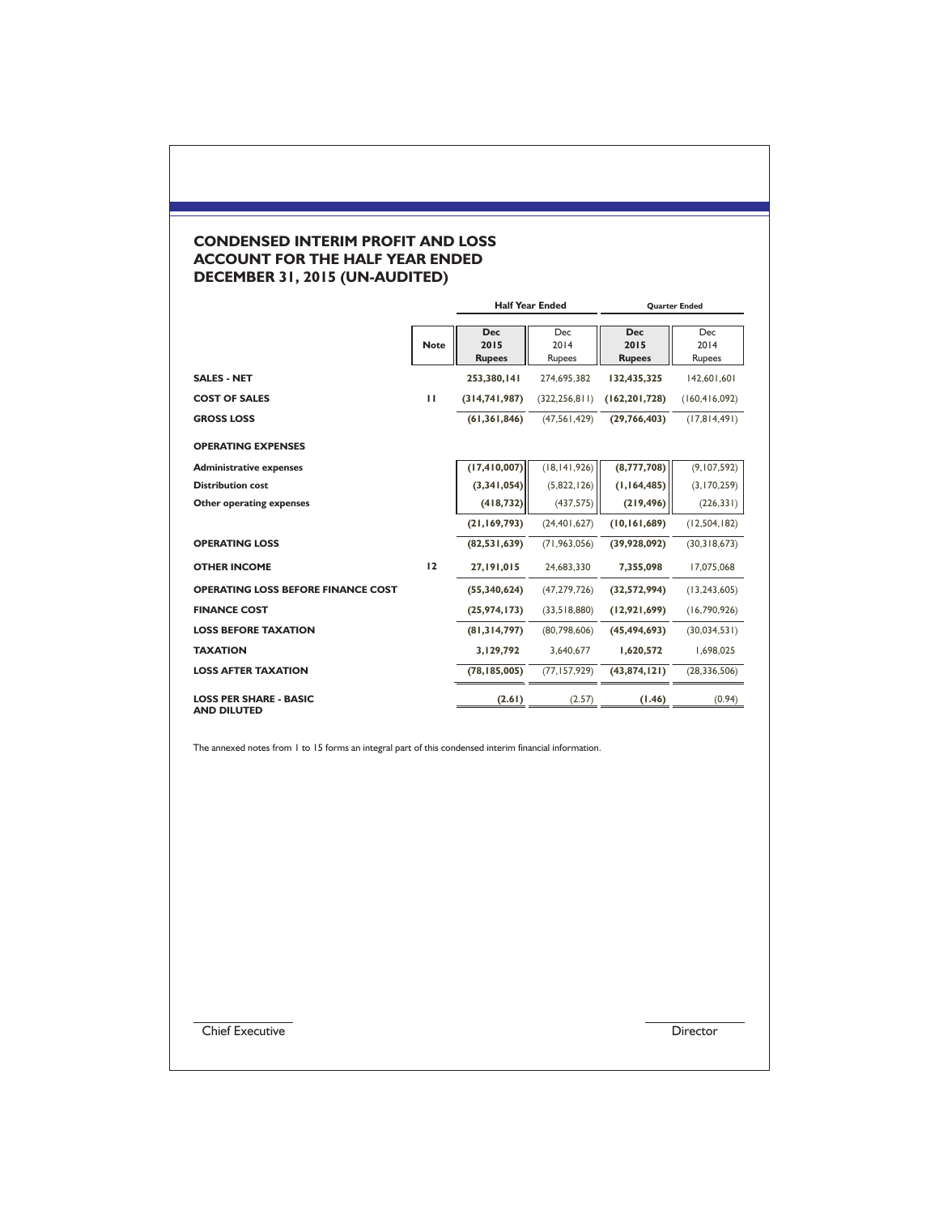# CONDENSED INTERIM PROFIT AND LOSS ACCOUNT FOR THE HALF YEAR ENDED DECEMBER 31, 2015 (UN-AUDITED)

| | | Half Year Ended | | Quarter Ended | |
|---|---|---|---|---|---|
| | **Note** | **Dec 2015 Rupees** | Dec 2014 Rupees | **Dec 2015 Rupees** | Dec 2014 Rupees |
| **SALES - NET** | | **253,380,141** | 274,695,382 | **132,435,325** | 142,601,601 |
| **COST OF SALES** | **11** | **(314,741,987)** | (322,256,811) | **(162,201,728)** | (160,416,092) |
| **GROSS LOSS** | | **(61,361,846)** | (47,561,429) | **(29,766,403)** | (17,814,491) |
| **OPERATING EXPENSES** | | | | | |
| **Administrative expenses** | | **(17,410,007)** | (18,141,926) | **(8,777,708)** | (9,107,592) |
| **Distribution cost** | | **(3,341,054)** | (5,822,126) | **(1,164,485)** | (3,170,259) |
| **Other operating expenses** | | **(418,732)** | (437,575) | **(219,496)** | (226,331) |
| | | **(21,169,793)** | (24,401,627) | **(10,161,689)** | (12,504,182) |
| **OPERATING LOSS** | | **(82,531,639)** | (71,963,056) | **(39,928,092)** | (30,318,673) |
| **OTHER INCOME** | **12** | **27,191,015** | 24,683,330 | **7,355,098** | 17,075,068 |
| **OPERATING LOSS BEFORE FINANCE COST** | | **(55,340,624)** | (47,279,726) | **(32,572,994)** | (13,243,605) |
| **FINANCE COST** | | **(25,974,173)** | (33,518,880) | **(12,921,699)** | (16,790,926) |
| **LOSS BEFORE TAXATION** | | **(81,314,797)** | (80,798,606) | **(45,494,693)** | (30,034,531) |
| **TAXATION** | | **3,129,792** | 3,640,677 | **1,620,572** | 1,698,025 |
| **LOSS AFTER TAXATION** | | **(78,185,005)** | (77,157,929) | **(43,874,121)** | (28,336,506) |
| **LOSS PER SHARE - BASIC AND DILUTED** | | **(2.61)** | (2.57) | **(1.46)** | (0.94) |

The annexed notes from 1 to 15 forms an integral part of this condensed interim financial information.

Chief Executive

Director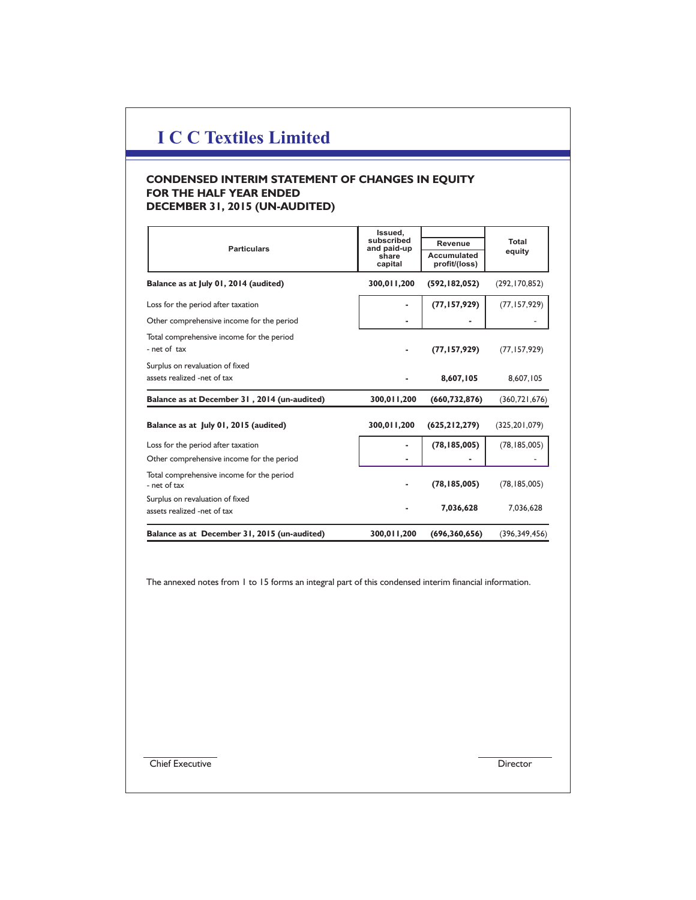# I C C Textiles Limited

## CONDENSED INTERIM STATEMENT OF CHANGES IN EQUITY FOR THE HALF YEAR ENDED DECEMBER 31, 2015 (UN-AUDITED)

| Particulars | Issued, subscribed and paid-up share capital | Revenue | Total equity |
|---|---|---|---|
| | | Accumulated profit/(loss) | |
| **Balance as at July 01, 2014 (audited)** | **300,011,200** | **(592,182,052)** | (292,170,852) |
| Loss for the period after taxation | - | **(77,157,929)** | (77,157,929) |
| Other comprehensive income for the period | - | - | - |
| Total comprehensive income for the period - net of tax | - | **(77,157,929)** | (77,157,929) |
| Surplus on revaluation of fixed assets realized -net of tax | - | **8,607,105** | 8,607,105 |
| **Balance as at December 31 , 2014 (un-audited)** | **300,011,200** | **(660,732,876)** | (360,721,676) |
| **Balance as at July 01, 2015 (audited)** | **300,011,200** | **(625,212,279)** | (325,201,079) |
| Loss for the period after taxation | - | **(78,185,005)** | (78,185,005) |
| Other comprehensive income for the period | - | - | - |
| Total comprehensive income for the period - net of tax | - | **(78,185,005)** | (78,185,005) |
| Surplus on revaluation of fixed assets realized -net of tax | - | **7,036,628** | 7,036,628 |
| **Balance as at December 31, 2015 (un-audited)** | **300,011,200** | **(696,360,656)** | (396,349,456) |

The annexed notes from 1 to 15 forms an integral part of this condensed interim financial information.

Chief Executive

Director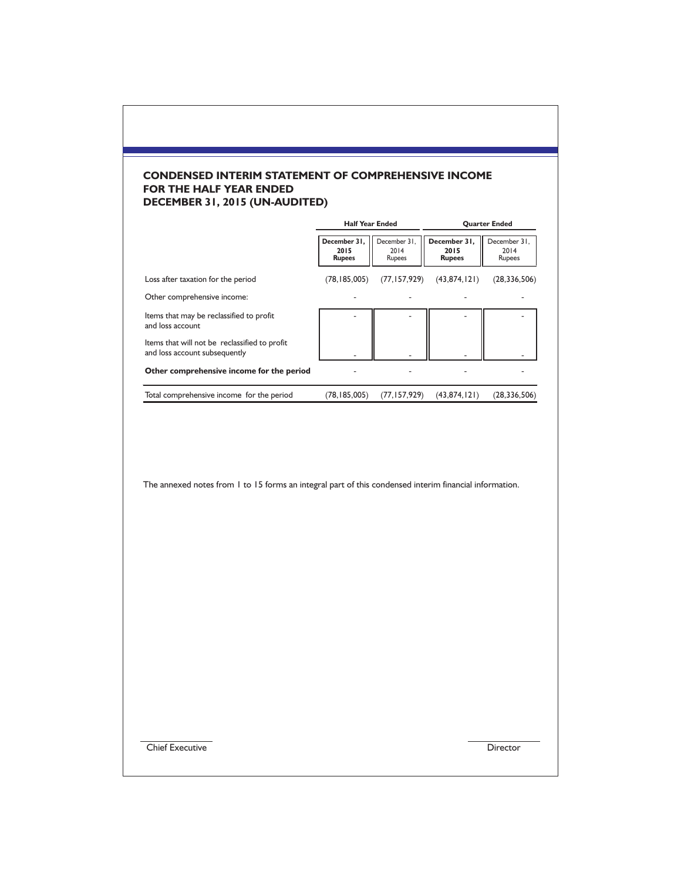## CONDENSED INTERIM STATEMENT OF COMPREHENSIVE INCOME FOR THE HALF YEAR ENDED DECEMBER 31, 2015 (UN-AUDITED)

| | Half Year Ended | | Quarter Ended | |
|---|---|---|---|---|
| | **December 31, 2015 Rupees** | December 31, 2014 Rupees | **December 31, 2015 Rupees** | December 31, 2014 Rupees |
| Loss after taxation for the period | (78,185,005) | (77,157,929) | (43,874,121) | (28,336,506) |
| Other comprehensive income: | - | - | - | - |
| Items that may be reclassified to profit and loss account | - | - | - | - |
| Items that will not be reclassified to profit and loss account subsequently | - | - | - | - |
| **Other comprehensive income for the period** | - | - | - | - |
| Total comprehensive income for the period | (78,185,005) | (77,157,929) | (43,874,121) | (28,336,506) |

The annexed notes from 1 to 15 forms an integral part of this condensed interim financial information.

Chief Executive

Director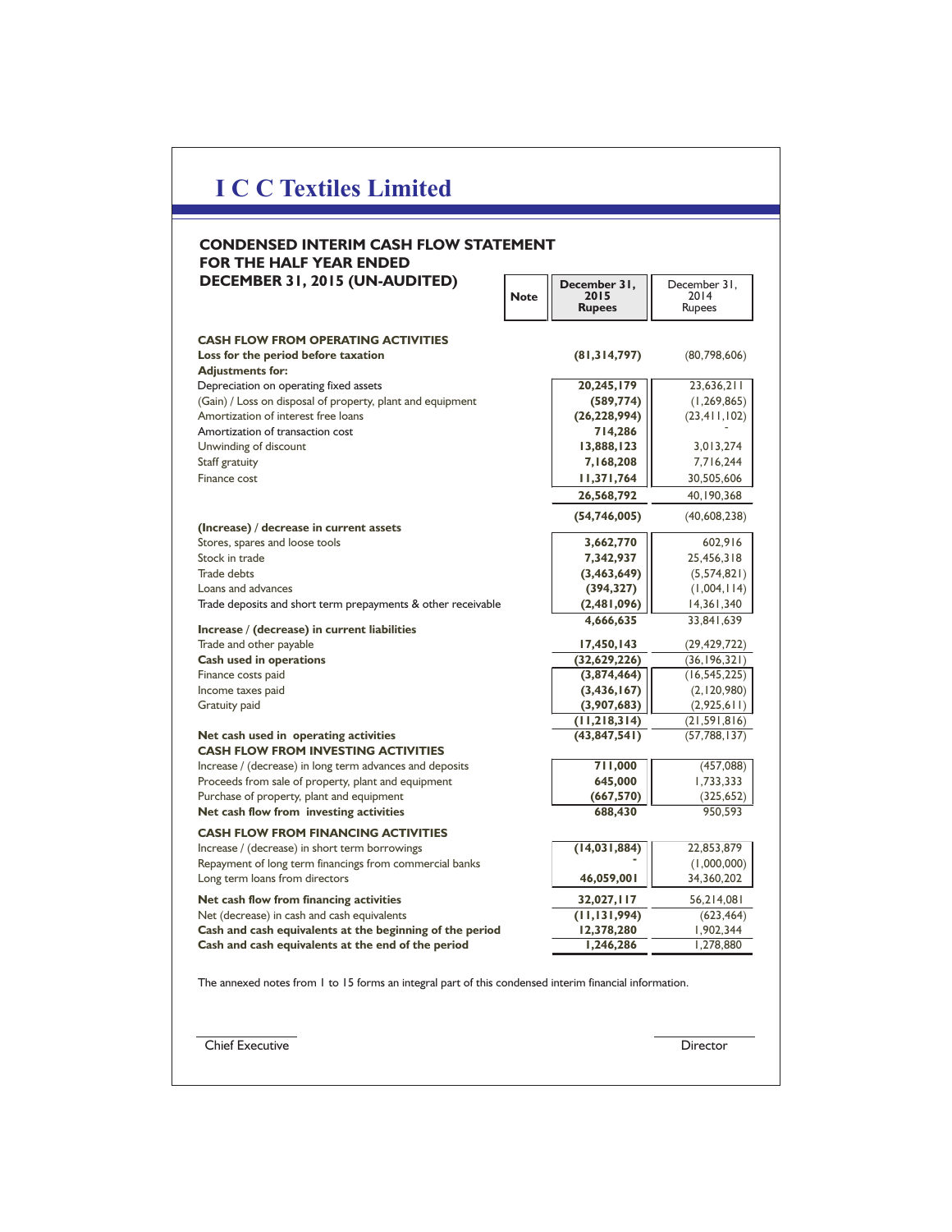# I C C Textiles Limited

## CONDENSED INTERIM CASH FLOW STATEMENT FOR THE HALF YEAR ENDED DECEMBER 31, 2015 (UN-AUDITED)

| | Note | December 31, 2015 Rupees | December 31, 2014 Rupees |
|---|---|---|---|
| **CASH FLOW FROM OPERATING ACTIVITIES** | | | |
| **Loss for the period before taxation** | | **(81,314,797)** | (80,798,606) |
| **Adjustments for:** | | | |
| Depreciation on operating fixed assets | | **20,245,179** | 23,636,211 |
| (Gain) / Loss on disposal of property, plant and equipment | | **(589,774)** | (1,269,865) |
| Amortization of interest free loans | | **(26,228,994)** | (23,411,102) |
| Amortization of transaction cost | | **714,286** | - |
| Unwinding of discount | | **13,888,123** | 3,013,274 |
| Staff gratuity | | **7,168,208** | 7,716,244 |
| Finance cost | | **11,371,764** | 30,505,606 |
| | | **26,568,792** | 40,190,368 |
| | | **(54,746,005)** | (40,608,238) |
| **(Increase) / decrease in current assets** | | | |
| Stores, spares and loose tools | | **3,662,770** | 602,916 |
| Stock in trade | | **7,342,937** | 25,456,318 |
| Trade debts | | **(3,463,649)** | (5,574,821) |
| Loans and advances | | **(394,327)** | (1,004,114) |
| Trade deposits and short term prepayments & other receivable | | **(2,481,096)** | 14,361,340 |
| | | **4,666,635** | 33,841,639 |
| **Increase / (decrease) in current liabilities** | | | |
| Trade and other payable | | **17,450,143** | (29,429,722) |
| **Cash used in operations** | | **(32,629,226)** | (36,196,321) |
| Finance costs paid | | **(3,874,464)** | (16,545,225) |
| Income taxes paid | | **(3,436,167)** | (2,120,980) |
| Gratuity paid | | **(3,907,683)** | (2,925,611) |
| | | **(11,218,314)** | (21,591,816) |
| **Net cash used in operating activities** | | **(43,847,541)** | (57,788,137) |
| **CASH FLOW FROM INVESTING ACTIVITIES** | | | |
| Increase / (decrease) in long term advances and deposits | | **711,000** | (457,088) |
| Proceeds from sale of property, plant and equipment | | **645,000** | 1,733,333 |
| Purchase of property, plant and equipment | | **(667,570)** | (325,652) |
| **Net cash flow from investing activities** | | **688,430** | 950,593 |
| **CASH FLOW FROM FINANCING ACTIVITIES** | | | |
| Increase / (decrease) in short term borrowings | | **(14,031,884)** | 22,853,879 |
| Repayment of long term financings from commercial banks | | **-** | (1,000,000) |
| Long term loans from directors | | **46,059,001** | 34,360,202 |
| **Net cash flow from financing activities** | | **32,027,117** | 56,214,081 |
| Net (decrease) in cash and cash equivalents | | **(11,131,994)** | (623,464) |
| **Cash and cash equivalents at the beginning of the period** | | **12,378,280** | 1,902,344 |
| **Cash and cash equivalents at the end of the period** | | **1,246,286** | 1,278,880 |

The annexed notes from 1 to 15 forms an integral part of this condensed interim financial information.

Chief Executive

Director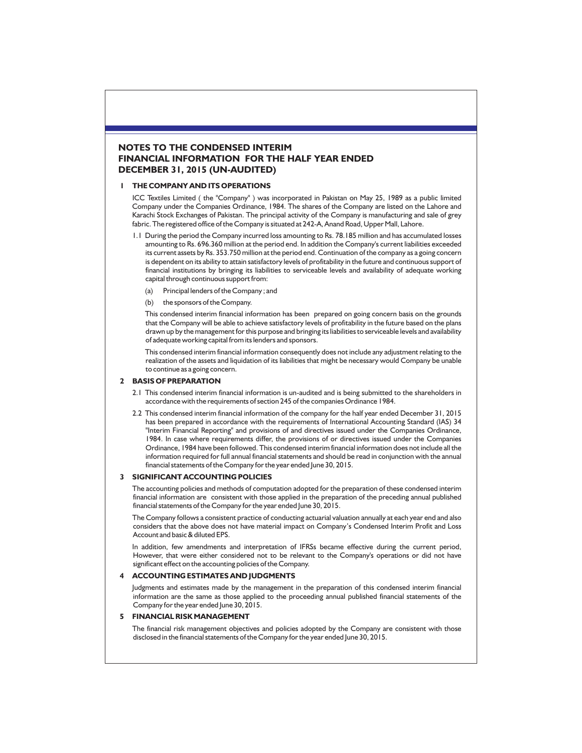# NOTES TO THE CONDENSED INTERIM FINANCIAL INFORMATION FOR THE HALF YEAR ENDED DECEMBER 31, 2015 (UN-AUDITED)

## 1 THE COMPANY AND ITS OPERATIONS

ICC Textiles Limited ( the "Company" ) was incorporated in Pakistan on May 25, 1989 as a public limited Company under the Companies Ordinance, 1984. The shares of the Company are listed on the Lahore and Karachi Stock Exchanges of Pakistan. The principal activity of the Company is manufacturing and sale of grey fabric. The registered office of the Company is situated at 242-A, Anand Road, Upper Mall, Lahore.

1.1 During the period the Company incurred loss amounting to Rs. 78.185 million and has accumulated losses amounting to Rs. 696.360 million at the period end. In addition the Company's current liabilities exceeded its current assets by Rs. 353.750 million at the period end. Continuation of the company as a going concern is dependent on its ability to attain satisfactory levels of profitability in the future and continuous support of financial institutions by bringing its liabilities to serviceable levels and availability of adequate working capital through continuous support from:

(a) Principal lenders of the Company ; and

(b) the sponsors of the Company.

This condensed interim financial information has been prepared on going concern basis on the grounds that the Company will be able to achieve satisfactory levels of profitability in the future based on the plans drawn up by the management for this purpose and bringing its liabilities to serviceable levels and availability of adequate working capital from its lenders and sponsors.

This condensed interim financial information consequently does not include any adjustment relating to the realization of the assets and liquidation of its liabilities that might be necessary would Company be unable to continue as a going concern.

## 2 BASIS OF PREPARATION

2.1 This condensed interim financial information is un-audited and is being submitted to the shareholders in accordance with the requirements of section 245 of the companies Ordinance 1984.

2.2 This condensed interim financial information of the company for the half year ended December 31, 2015 has been prepared in accordance with the requirements of International Accounting Standard (IAS) 34 "Interim Financial Reporting" and provisions of and directives issued under the Companies Ordinance, 1984. In case where requirements differ, the provisions of or directives issued under the Companies Ordinance, 1984 have been followed. This condensed interim financial information does not include all the information required for full annual financial statements and should be read in conjunction with the annual financial statements of the Company for the year ended June 30, 2015.

## 3 SIGNIFICANT ACCOUNTING POLICIES

The accounting policies and methods of computation adopted for the preparation of these condensed interim financial information are consistent with those applied in the preparation of the preceding annual published financial statements of the Company for the year ended June 30, 2015.

The Company follows a consistent practice of conducting actuarial valuation annually at each year end and also considers that the above does not have material impact on Company's Condensed Interim Profit and Loss Account and basic & diluted EPS.

In addition, few amendments and interpretation of IFRSs became effective during the current period, However, that were either considered not to be relevant to the Company's operations or did not have significant effect on the accounting policies of the Company.

## 4 ACCOUNTING ESTIMATES AND JUDGMENTS

Judgments and estimates made by the management in the preparation of this condensed interim financial information are the same as those applied to the proceeding annual published financial statements of the Company for the year ended June 30, 2015.

## 5 FINANCIAL RISK MANAGEMENT

The financial risk management objectives and policies adopted by the Company are consistent with those disclosed in the financial statements of the Company for the year ended June 30, 2015.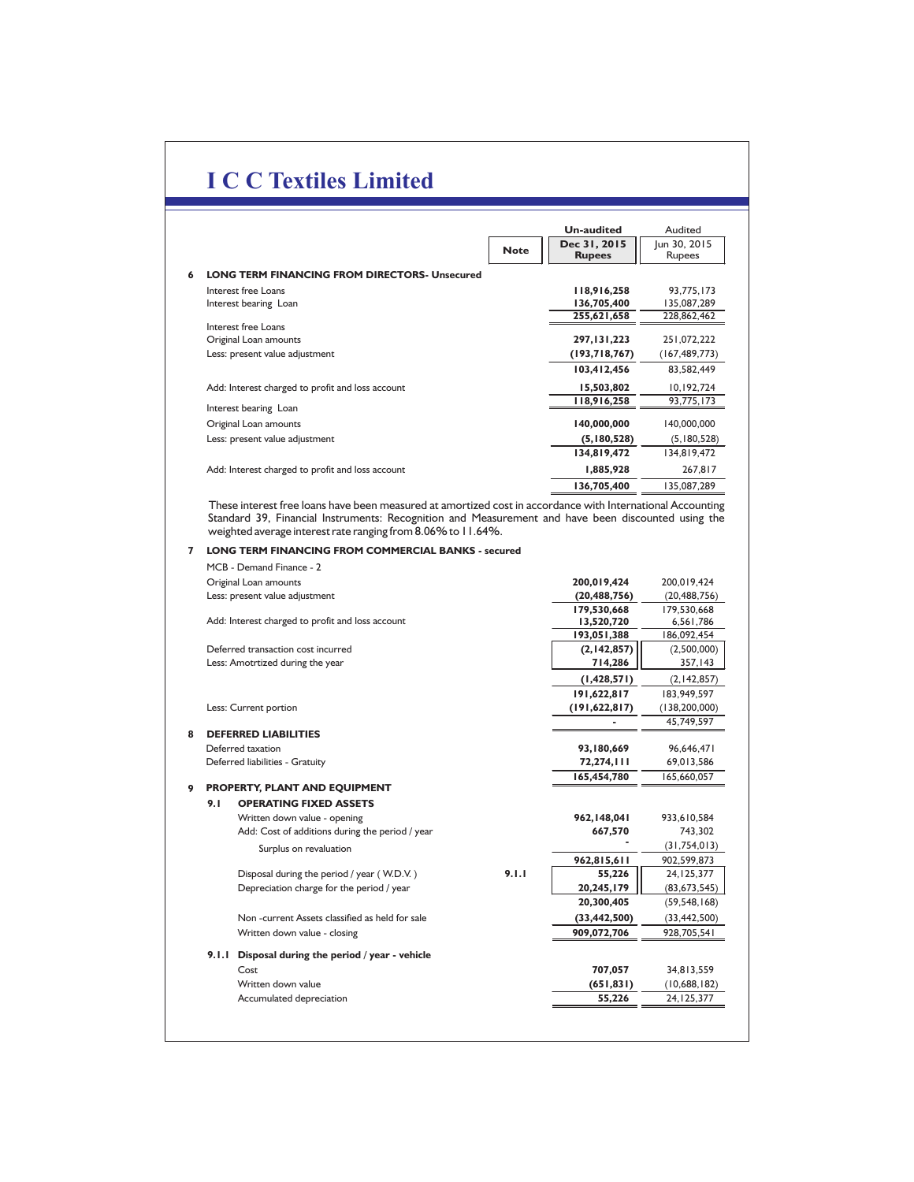# I C C Textiles Limited

| | | Note | Un-audited Dec 31, 2015 Rupees | Audited Jun 30, 2015 Rupees |
|---|---|---|---|---|
| **6** | **LONG TERM FINANCING FROM DIRECTORS- Unsecured** | | | |
| | Interest free Loans | | **118,916,258** | 93,775,173 |
| | Interest bearing Loan | | **136,705,400** | 135,087,289 |
| | | | **255,621,658** | 228,862,462 |
| | Interest free Loans | | | |
| | Original Loan amounts | | **297,131,223** | 251,072,222 |
| | Less: present value adjustment | | **(193,718,767)** | (167,489,773) |
| | | | **103,412,456** | 83,582,449 |
| | Add: Interest charged to profit and loss account | | **15,503,802** | 10,192,724 |
| | | | **118,916,258** | 93,775,173 |
| | Interest bearing Loan | | | |
| | Original Loan amounts | | **140,000,000** | 140,000,000 |
| | Less: present value adjustment | | **(5,180,528)** | (5,180,528) |
| | | | **134,819,472** | 134,819,472 |
| | Add: Interest charged to profit and loss account | | **1,885,928** | 267,817 |
| | | | **136,705,400** | 135,087,289 |

These interest free loans have been measured at amortized cost in accordance with International Accounting Standard 39, Financial Instruments: Recognition and Measurement and have been discounted using the weighted average interest rate ranging from 8.06% to 11.64%.

| | | Note | Dec 31, 2015 Rupees | Jun 30, 2015 Rupees |
|---|---|---|---|---|
| **7** | **LONG TERM FINANCING FROM COMMERCIAL BANKS - secured** | | | |
| | MCB - Demand Finance - 2 | | | |
| | Original Loan amounts | | **200,019,424** | 200,019,424 |
| | Less: present value adjustment | | **(20,488,756)** | (20,488,756) |
| | | | **179,530,668** | 179,530,668 |
| | Add: Interest charged to profit and loss account | | **13,520,720** | 6,561,786 |
| | | | **193,051,388** | 186,092,454 |
| | Deferred transaction cost incurred | | **(2,142,857)** | (2,500,000) |
| | Less: Amotrtized during the year | | **714,286** | 357,143 |
| | | | **(1,428,571)** | (2,142,857) |
| | | | **191,622,817** | 183,949,597 |
| | Less: Current portion | | **(191,622,817)** | (138,200,000) |
| | | | **-** | 45,749,597 |
| **8** | **DEFERRED LIABILITIES** | | | |
| | Deferred taxation | | **93,180,669** | 96,646,471 |
| | Deferred liabilities - Gratuity | | **72,274,111** | 69,013,586 |
| | | | **165,454,780** | 165,660,057 |
| **9** | **PROPERTY, PLANT AND EQUIPMENT** | | | |
| **9.1** | **OPERATING FIXED ASSETS** | | | |
| | Written down value - opening | | **962,148,041** | 933,610,584 |
| | Add: Cost of additions during the period / year | | **667,570** | 743,302 |
| | Surplus on revaluation | | **-** | (31,754,013) |
| | | | **962,815,611** | 902,599,873 |
| | Disposal during the period / year ( W.D.V. ) | 9.1.1 | **55,226** | 24,125,377 |
| | Depreciation charge for the period / year | | **20,245,179** | (83,673,545) |
| | | | **20,300,405** | (59,548,168) |
| | Non -current Assets classified as held for sale | | **(33,442,500)** | (33,442,500) |
| | Written down value - closing | | **909,072,706** | 928,705,541 |
| **9.1.1** | **Disposal during the period / year - vehicle** | | | |
| | Cost | | **707,057** | 34,813,559 |
| | Written down value | | **(651,831)** | (10,688,182) |
| | Accumulated depreciation | | **55,226** | 24,125,377 |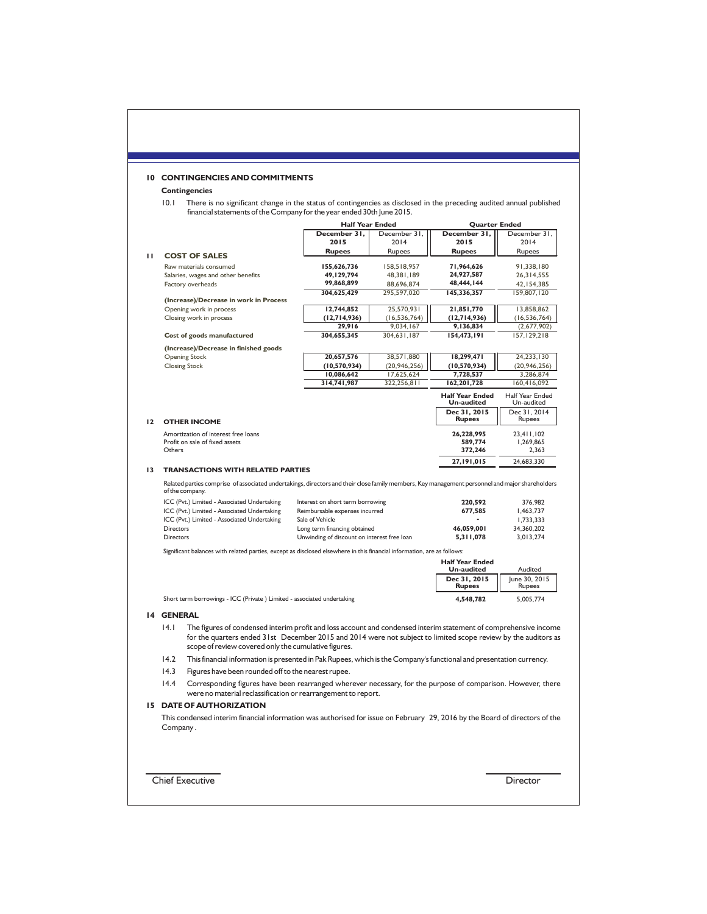## 10 CONTINGENCIES AND COMMITMENTS

### Contingencies

10.1 There is no significant change in the status of contingencies as disclosed in the preceding audited annual published financial statements of the Company for the year ended 30th June 2015.

## 11 COST OF SALES

| | Half Year Ended | | Quarter Ended | |
|---|---|---|---|---|
| | **December 31, 2015** | December 31, 2014 | **December 31, 2015** | December 31, 2014 |
| | **Rupees** | Rupees | **Rupees** | Rupees |
| Raw materials consumed | **155,626,736** | 158,518,957 | **71,964,626** | 91,338,180 |
| Salaries, wages and other benefits | **49,129,794** | 48,381,189 | **24,927,587** | 26,314,555 |
| Factory overheads | **99,868,899** | 88,696,874 | **48,444,144** | 42,154,385 |
| | **304,625,429** | 295,597,020 | **145,336,357** | 159,807,120 |
| **(Increase)/Decrease in work in Process** | | | | |
| Opening work in process | **12,744,852** | 25,570,931 | **21,851,770** | 13,858,862 |
| Closing work in process | **(12,714,936)** | (16,536,764) | **(12,714,936)** | (16,536,764) |
| | **29,916** | 9,034,167 | **9,136,834** | (2,677,902) |
| **Cost of goods manufactured** | **304,655,345** | 304,631,187 | **154,473,191** | 157,129,218 |
| **(Increase)/Decrease in finished goods** | | | | |
| Opening Stock | **20,657,576** | 38,571,880 | **18,299,471** | 24,233,130 |
| Closing Stock | **(10,570,934)** | (20,946,256) | **(10,570,934)** | (20,946,256) |
| | **10,086,642** | 17,625,624 | **7,728,537** | 3,286,874 |
| | **314,741,987** | 322,256,811 | **162,201,728** | 160,416,092 |

## 12 OTHER INCOME

| | **Half Year Ended Un-audited** | Half Year Ended Un-audited |
|---|---|---|
| | **Dec 31, 2015 Rupees** | Dec 31, 2014 Rupees |
| Amortization of interest free loans | **26,228,995** | 23,411,102 |
| Profit on sale of fixed assets | **589,774** | 1,269,865 |
| Others | **372,246** | 2,363 |
| | **27,191,015** | 24,683,330 |

## 13 TRANSACTIONS WITH RELATED PARTIES

Related parties comprise of associated undertakings, directors and their close family members, Key management personnel and major shareholders of the company.

| | | **Dec 31, 2015** | Dec 31, 2014 |
|---|---|---|---|
| ICC (Pvt.) Limited - Associated Undertaking | Interest on short term borrowing | **220,592** | 376,982 |
| ICC (Pvt.) Limited - Associated Undertaking | Reimbursable expenses incurred | **677,585** | 1,463,737 |
| ICC (Pvt.) Limited - Associated Undertaking | Sale of Vehicle | **-** | 1,733,333 |
| Directors | Long term financing obtained | **46,059,001** | 34,360,202 |
| Directors | Unwinding of discount on interest free loan | **5,311,078** | 3,013,274 |

Significant balances with related parties, except as disclosed elsewhere in this financial information, are as follows:

| | **Half Year Ended Un-audited** | Audited |
|---|---|---|
| | **Dec 31, 2015 Rupees** | June 30, 2015 Rupees |
| Short term borrowings - ICC (Private ) Limited - associated undertaking | **4,548,782** | 5,005,774 |

## 14 GENERAL

14.1 The figures of condensed interim profit and loss account and condensed interim statement of comprehensive income for the quarters ended 31st December 2015 and 2014 were not subject to limited scope review by the auditors as scope of review covered only the cumulative figures.

14.2 This financial information is presented in Pak Rupees, which is the Company's functional and presentation currency.

14.3 Figures have been rounded off to the nearest rupee.

14.4 Corresponding figures have been rearranged wherever necessary, for the purpose of comparison. However, there were no material reclassification or rearrangement to report.

## 15 DATE OF AUTHORIZATION

This condensed interim financial information was authorised for issue on February 29, 2016 by the Board of directors of the Company .

Chief Executive | Director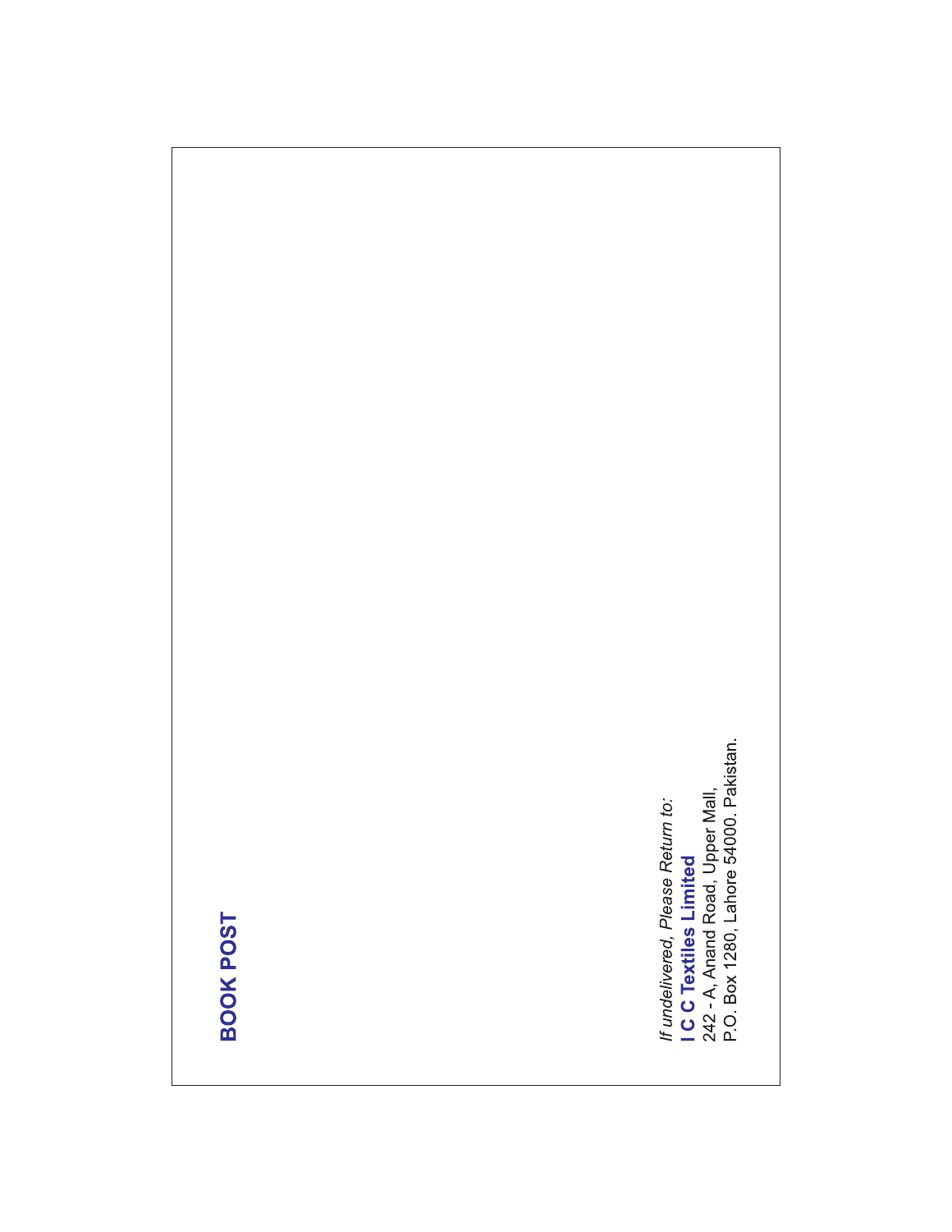**BOOK POST**

*If undelivered, Please Return to:*

**I C C Textiles Limited**

242 - A, Anand Road, Upper Mall,
P.O. Box 1280, Lahore 54000. Pakistan.